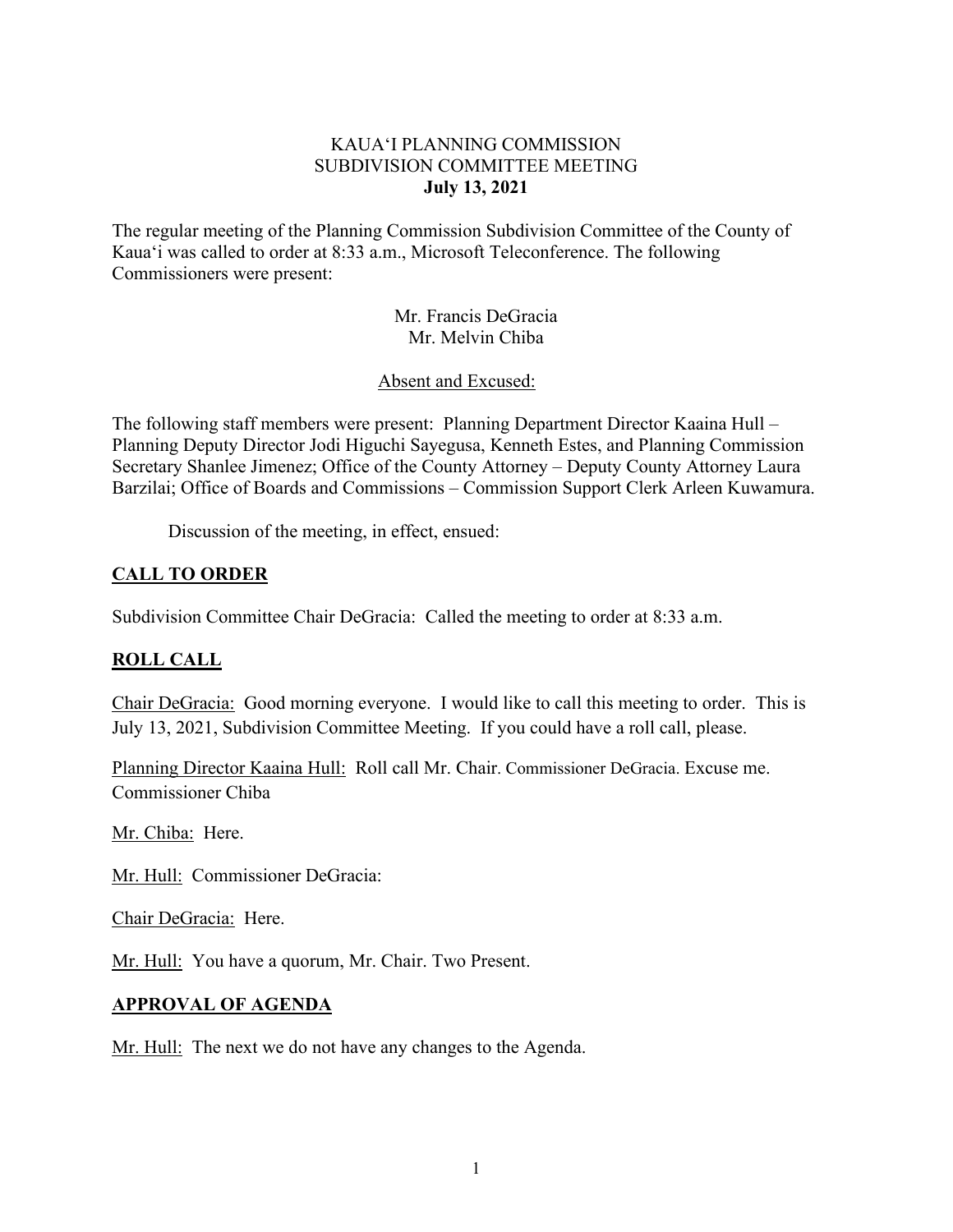KAUAʻI PLANNING COMMISSION
SUBDIVISION COMMITTEE MEETING
**July 13, 2021**

The regular meeting of the Planning Commission Subdivision Committee of the County of Kauaʻi was called to order at 8:33 a.m., Microsoft Teleconference. The following Commissioners were present:

Mr. Francis DeGracia
Mr. Melvin Chiba

Absent and Excused:

The following staff members were present: Planning Department Director Kaaina Hull – Planning Deputy Director Jodi Higuchi Sayegusa, Kenneth Estes, and Planning Commission Secretary Shanlee Jimenez; Office of the County Attorney – Deputy County Attorney Laura Barzilai; Office of Boards and Commissions – Commission Support Clerk Arleen Kuwamura.

Discussion of the meeting, in effect, ensued:

## CALL TO ORDER

Subdivision Committee Chair DeGracia: Called the meeting to order at 8:33 a.m.

## ROLL CALL

Chair DeGracia: Good morning everyone. I would like to call this meeting to order. This is July 13, 2021, Subdivision Committee Meeting. If you could have a roll call, please.

Planning Director Kaaina Hull: Roll call Mr. Chair. Commissioner DeGracia. Excuse me. Commissioner Chiba

Mr. Chiba: Here.

Mr. Hull: Commissioner DeGracia:

Chair DeGracia: Here.

Mr. Hull: You have a quorum, Mr. Chair. Two Present.

## APPROVAL OF AGENDA

Mr. Hull: The next we do not have any changes to the Agenda.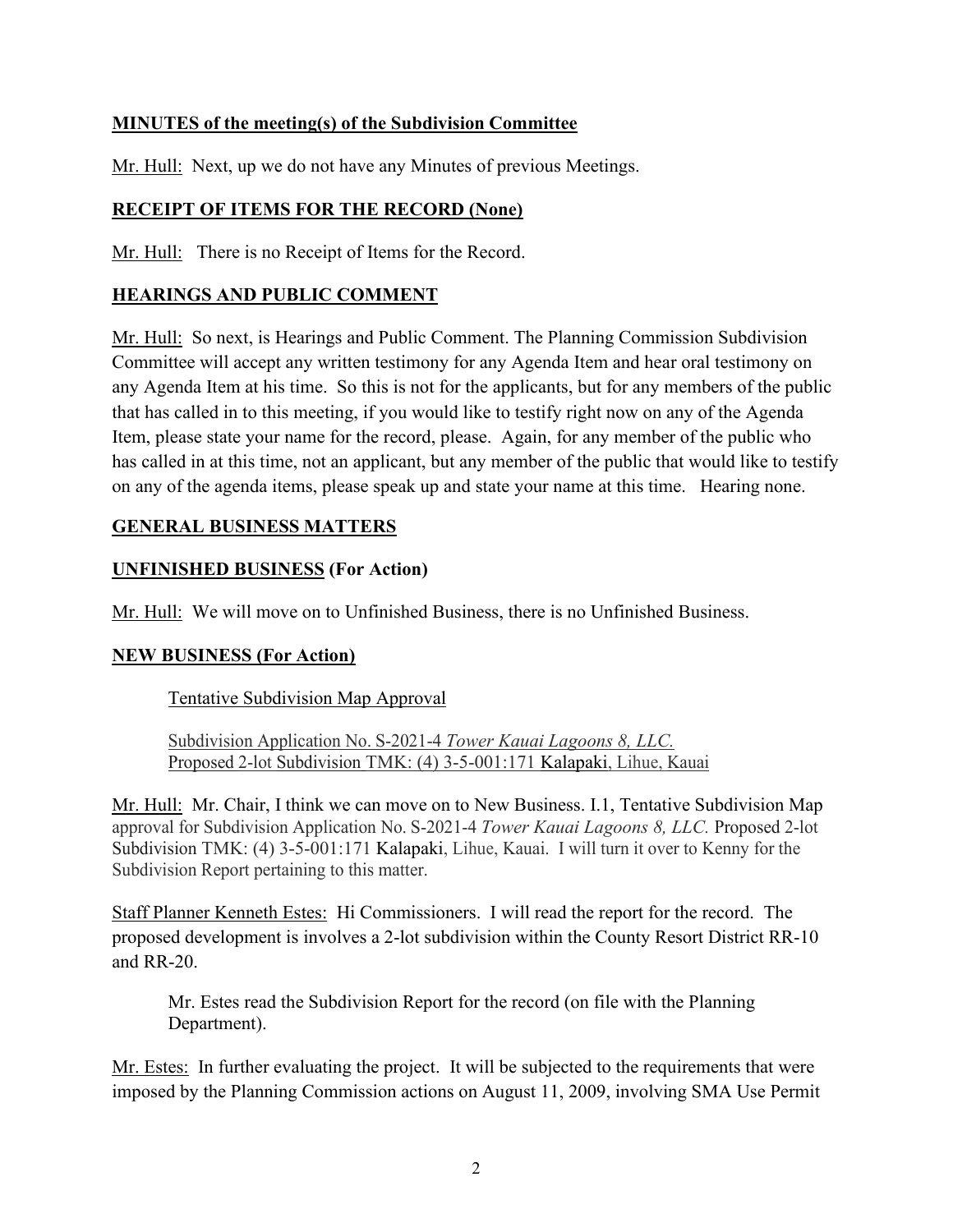**MINUTES of the meeting(s) of the Subdivision Committee**

Mr. Hull: Next, up we do not have any Minutes of previous Meetings.

**RECEIPT OF ITEMS FOR THE RECORD (None)**

Mr. Hull: There is no Receipt of Items for the Record.

**HEARINGS AND PUBLIC COMMENT**

Mr. Hull: So next, is Hearings and Public Comment. The Planning Commission Subdivision Committee will accept any written testimony for any Agenda Item and hear oral testimony on any Agenda Item at his time. So this is not for the applicants, but for any members of the public that has called in to this meeting, if you would like to testify right now on any of the Agenda Item, please state your name for the record, please. Again, for any member of the public who has called in at this time, not an applicant, but any member of the public that would like to testify on any of the agenda items, please speak up and state your name at this time. Hearing none.

**GENERAL BUSINESS MATTERS**

**UNFINISHED BUSINESS (For Action)**

Mr. Hull: We will move on to Unfinished Business, there is no Unfinished Business.

**NEW BUSINESS (For Action)**

Tentative Subdivision Map Approval

Subdivision Application No. S-2021-4 *Tower Kauai Lagoons 8, LLC.*
Proposed 2-lot Subdivision TMK: (4) 3-5-001:171 Kalapaki, Lihue, Kauai

Mr. Hull: Mr. Chair, I think we can move on to New Business. I.1, Tentative Subdivision Map approval for Subdivision Application No. S-2021-4 *Tower Kauai Lagoons 8, LLC.* Proposed 2-lot Subdivision TMK: (4) 3-5-001:171 Kalapaki, Lihue, Kauai. I will turn it over to Kenny for the Subdivision Report pertaining to this matter.

Staff Planner Kenneth Estes: Hi Commissioners. I will read the report for the record. The proposed development is involves a 2-lot subdivision within the County Resort District RR-10 and RR-20.

> Mr. Estes read the Subdivision Report for the record (on file with the Planning Department).

Mr. Estes: In further evaluating the project. It will be subjected to the requirements that were imposed by the Planning Commission actions on August 11, 2009, involving SMA Use Permit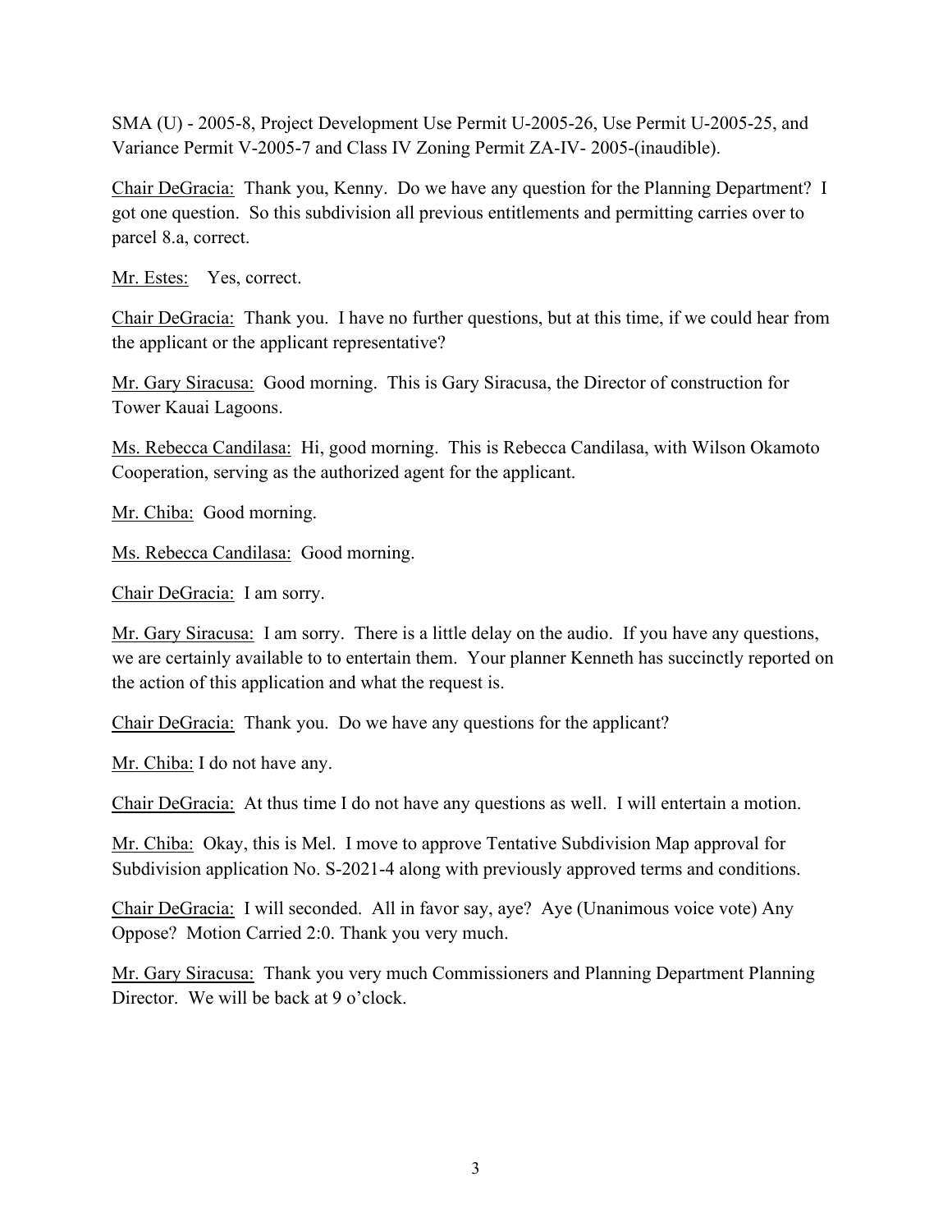SMA (U) - 2005-8, Project Development Use Permit U-2005-26, Use Permit U-2005-25, and Variance Permit V-2005-7 and Class IV Zoning Permit ZA-IV- 2005-(inaudible).

Chair DeGracia: Thank you, Kenny. Do we have any question for the Planning Department? I got one question. So this subdivision all previous entitlements and permitting carries over to parcel 8.a, correct.

Mr. Estes: Yes, correct.

Chair DeGracia: Thank you. I have no further questions, but at this time, if we could hear from the applicant or the applicant representative?

Mr. Gary Siracusa: Good morning. This is Gary Siracusa, the Director of construction for Tower Kauai Lagoons.

Ms. Rebecca Candilasa: Hi, good morning. This is Rebecca Candilasa, with Wilson Okamoto Cooperation, serving as the authorized agent for the applicant.

Mr. Chiba: Good morning.

Ms. Rebecca Candilasa: Good morning.

Chair DeGracia: I am sorry.

Mr. Gary Siracusa: I am sorry. There is a little delay on the audio. If you have any questions, we are certainly available to to entertain them. Your planner Kenneth has succinctly reported on the action of this application and what the request is.

Chair DeGracia: Thank you. Do we have any questions for the applicant?

Mr. Chiba: I do not have any.

Chair DeGracia: At thus time I do not have any questions as well. I will entertain a motion.

Mr. Chiba: Okay, this is Mel. I move to approve Tentative Subdivision Map approval for Subdivision application No. S-2021-4 along with previously approved terms and conditions.

Chair DeGracia: I will seconded. All in favor say, aye? Aye (Unanimous voice vote) Any Oppose? Motion Carried 2:0. Thank you very much.

Mr. Gary Siracusa: Thank you very much Commissioners and Planning Department Planning Director. We will be back at 9 o'clock.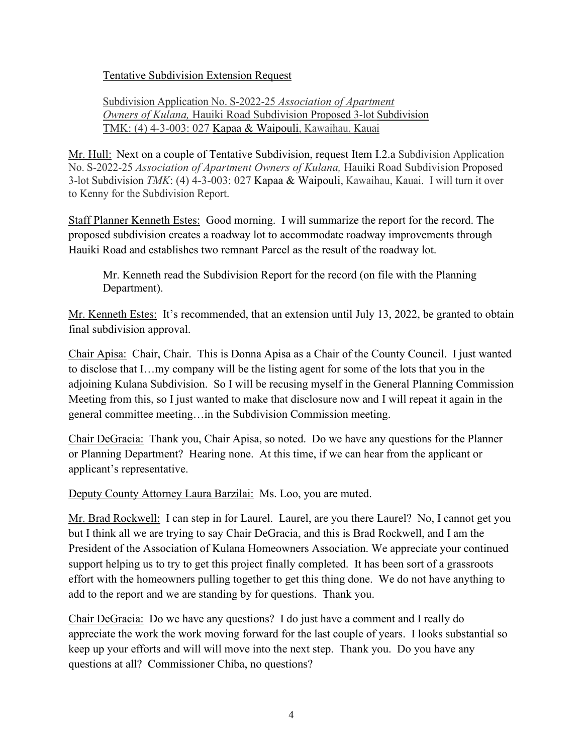Tentative Subdivision Extension Request

Subdivision Application No. S-2022-25 *Association of Apartment Owners of Kulana,* Hauiki Road Subdivision Proposed 3-lot Subdivision TMK: (4) 4-3-003: 027 Kapaa & Waipouli, Kawaihau, Kauai

Mr. Hull: Next on a couple of Tentative Subdivision, request Item I.2.a Subdivision Application No. S-2022-25 *Association of Apartment Owners of Kulana,* Hauiki Road Subdivision Proposed 3-lot Subdivision *TMK*: (4) 4-3-003: 027 Kapaa & Waipouli, Kawaihau, Kauai. I will turn it over to Kenny for the Subdivision Report.

Staff Planner Kenneth Estes: Good morning. I will summarize the report for the record. The proposed subdivision creates a roadway lot to accommodate roadway improvements through Hauiki Road and establishes two remnant Parcel as the result of the roadway lot.

> Mr. Kenneth read the Subdivision Report for the record (on file with the Planning Department).

Mr. Kenneth Estes: It's recommended, that an extension until July 13, 2022, be granted to obtain final subdivision approval.

Chair Apisa: Chair, Chair. This is Donna Apisa as a Chair of the County Council. I just wanted to disclose that I…my company will be the listing agent for some of the lots that you in the adjoining Kulana Subdivision. So I will be recusing myself in the General Planning Commission Meeting from this, so I just wanted to make that disclosure now and I will repeat it again in the general committee meeting…in the Subdivision Commission meeting.

Chair DeGracia: Thank you, Chair Apisa, so noted. Do we have any questions for the Planner or Planning Department? Hearing none. At this time, if we can hear from the applicant or applicant's representative.

Deputy County Attorney Laura Barzilai: Ms. Loo, you are muted.

Mr. Brad Rockwell: I can step in for Laurel. Laurel, are you there Laurel? No, I cannot get you but I think all we are trying to say Chair DeGracia, and this is Brad Rockwell, and I am the President of the Association of Kulana Homeowners Association. We appreciate your continued support helping us to try to get this project finally completed. It has been sort of a grassroots effort with the homeowners pulling together to get this thing done. We do not have anything to add to the report and we are standing by for questions. Thank you.

Chair DeGracia: Do we have any questions? I do just have a comment and I really do appreciate the work the work moving forward for the last couple of years. I looks substantial so keep up your efforts and will will move into the next step. Thank you. Do you have any questions at all? Commissioner Chiba, no questions?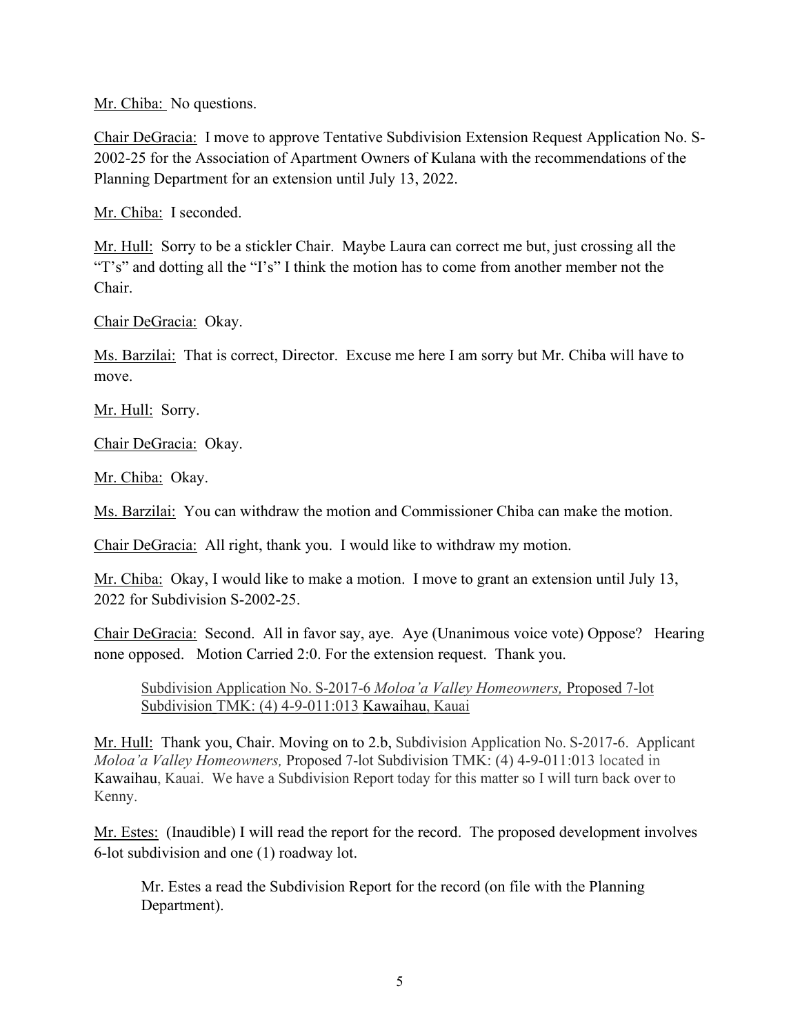Mr. Chiba: No questions.

Chair DeGracia: I move to approve Tentative Subdivision Extension Request Application No. S-2002-25 for the Association of Apartment Owners of Kulana with the recommendations of the Planning Department for an extension until July 13, 2022.

Mr. Chiba: I seconded.

Mr. Hull: Sorry to be a stickler Chair. Maybe Laura can correct me but, just crossing all the "T's" and dotting all the "I's" I think the motion has to come from another member not the Chair.

Chair DeGracia: Okay.

Ms. Barzilai: That is correct, Director. Excuse me here I am sorry but Mr. Chiba will have to move.

Mr. Hull: Sorry.

Chair DeGracia: Okay.

Mr. Chiba: Okay.

Ms. Barzilai: You can withdraw the motion and Commissioner Chiba can make the motion.

Chair DeGracia: All right, thank you. I would like to withdraw my motion.

Mr. Chiba: Okay, I would like to make a motion. I move to grant an extension until July 13, 2022 for Subdivision S-2002-25.

Chair DeGracia: Second. All in favor say, aye. Aye (Unanimous voice vote) Oppose? Hearing none opposed. Motion Carried 2:0. For the extension request. Thank you.

> Subdivision Application No. S-2017-6 *Moloa'a Valley Homeowners,* Proposed 7-lot Subdivision TMK: (4) 4-9-011:013 Kawaihau, Kauai

Mr. Hull: Thank you, Chair. Moving on to 2.b, Subdivision Application No. S-2017-6. Applicant *Moloa'a Valley Homeowners,* Proposed 7-lot Subdivision TMK: (4) 4-9-011:013 located in Kawaihau, Kauai. We have a Subdivision Report today for this matter so I will turn back over to Kenny.

Mr. Estes: (Inaudible) I will read the report for the record. The proposed development involves 6-lot subdivision and one (1) roadway lot.

> Mr. Estes a read the Subdivision Report for the record (on file with the Planning Department).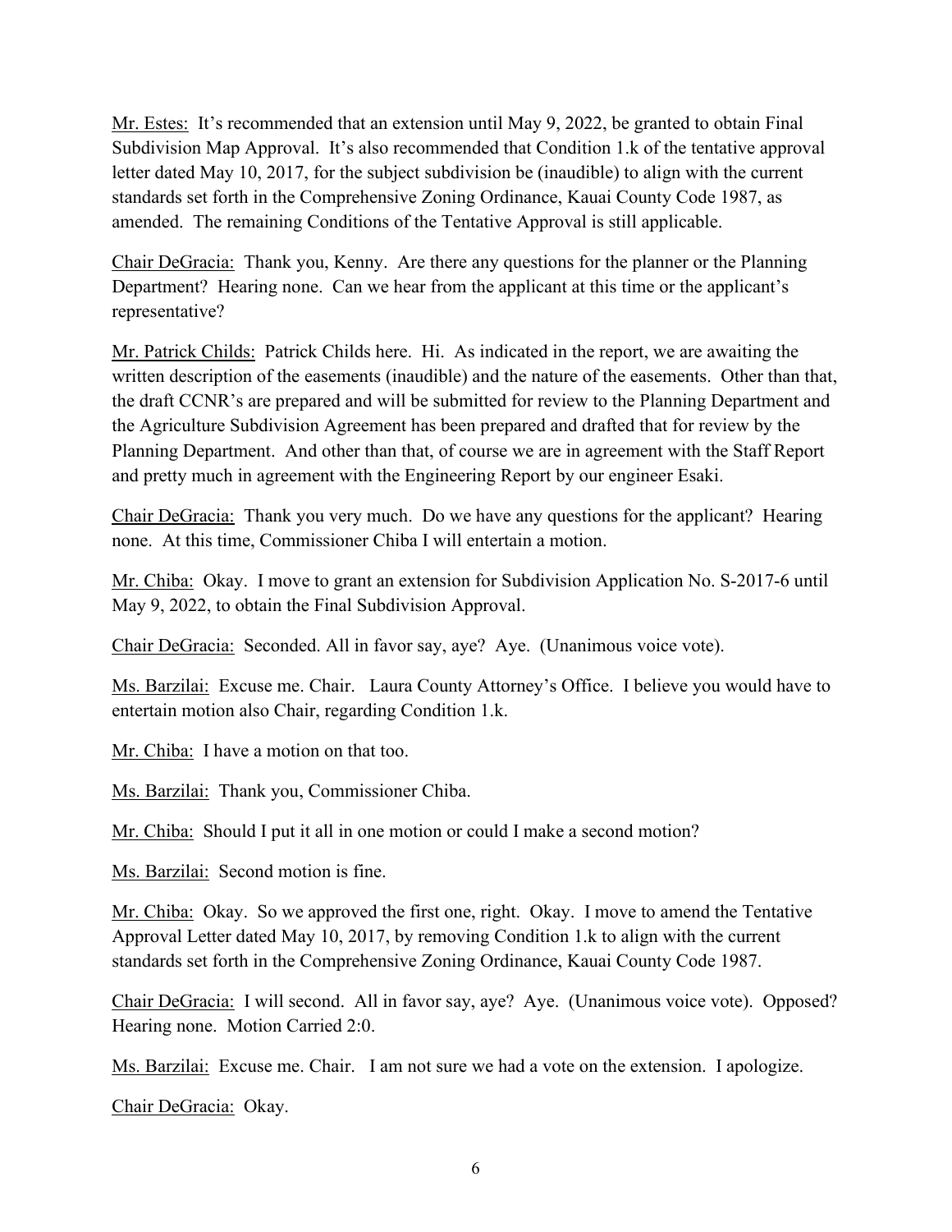Mr. Estes: It's recommended that an extension until May 9, 2022, be granted to obtain Final Subdivision Map Approval. It's also recommended that Condition 1.k of the tentative approval letter dated May 10, 2017, for the subject subdivision be (inaudible) to align with the current standards set forth in the Comprehensive Zoning Ordinance, Kauai County Code 1987, as amended. The remaining Conditions of the Tentative Approval is still applicable.

Chair DeGracia: Thank you, Kenny. Are there any questions for the planner or the Planning Department? Hearing none. Can we hear from the applicant at this time or the applicant's representative?

Mr. Patrick Childs: Patrick Childs here. Hi. As indicated in the report, we are awaiting the written description of the easements (inaudible) and the nature of the easements. Other than that, the draft CCNR's are prepared and will be submitted for review to the Planning Department and the Agriculture Subdivision Agreement has been prepared and drafted that for review by the Planning Department. And other than that, of course we are in agreement with the Staff Report and pretty much in agreement with the Engineering Report by our engineer Esaki.

Chair DeGracia: Thank you very much. Do we have any questions for the applicant? Hearing none. At this time, Commissioner Chiba I will entertain a motion.

Mr. Chiba: Okay. I move to grant an extension for Subdivision Application No. S-2017-6 until May 9, 2022, to obtain the Final Subdivision Approval.

Chair DeGracia: Seconded. All in favor say, aye? Aye. (Unanimous voice vote).

Ms. Barzilai: Excuse me. Chair. Laura County Attorney's Office. I believe you would have to entertain motion also Chair, regarding Condition 1.k.

Mr. Chiba: I have a motion on that too.

Ms. Barzilai: Thank you, Commissioner Chiba.

Mr. Chiba: Should I put it all in one motion or could I make a second motion?

Ms. Barzilai: Second motion is fine.

Mr. Chiba: Okay. So we approved the first one, right. Okay. I move to amend the Tentative Approval Letter dated May 10, 2017, by removing Condition 1.k to align with the current standards set forth in the Comprehensive Zoning Ordinance, Kauai County Code 1987.

Chair DeGracia: I will second. All in favor say, aye? Aye. (Unanimous voice vote). Opposed? Hearing none. Motion Carried 2:0.

Ms. Barzilai: Excuse me. Chair. I am not sure we had a vote on the extension. I apologize.

Chair DeGracia: Okay.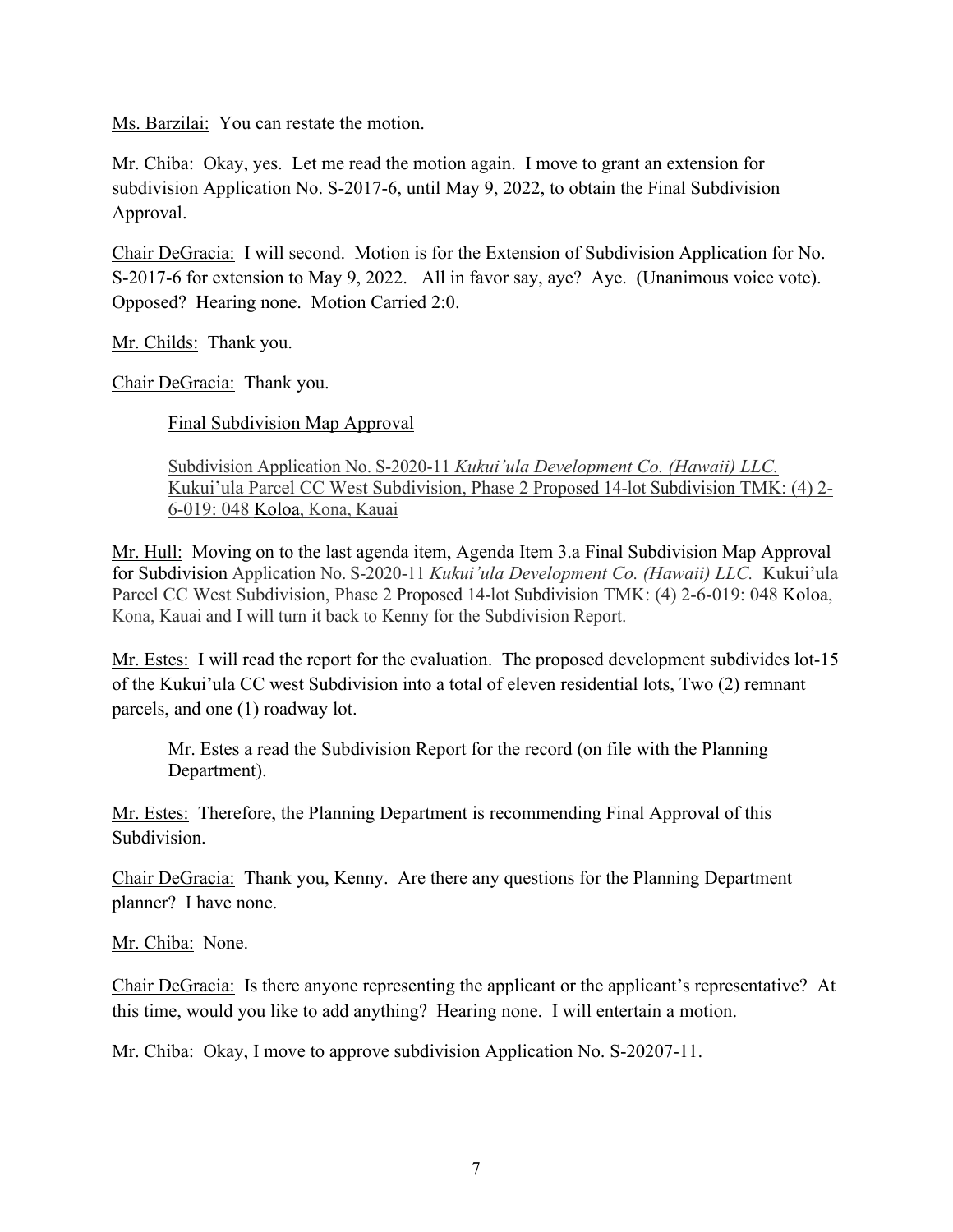<u>Ms. Barzilai:</u> You can restate the motion.

<u>Mr. Chiba:</u> Okay, yes. Let me read the motion again. I move to grant an extension for subdivision Application No. S-2017-6, until May 9, 2022, to obtain the Final Subdivision Approval.

<u>Chair DeGracia:</u> I will second. Motion is for the Extension of Subdivision Application for No. S-2017-6 for extension to May 9, 2022. All in favor say, aye? Aye. (Unanimous voice vote). Opposed? Hearing none. Motion Carried 2:0.

<u>Mr. Childs:</u> Thank you.

<u>Chair DeGracia:</u> Thank you.

> <u>Final Subdivision Map Approval</u>
>
> <u>Subdivision Application No. S-2020-11 *Kukui'ula Development Co. (Hawaii) LLC.* Kukui'ula Parcel CC West Subdivision, Phase 2 Proposed 14-lot Subdivision TMK: (4) 2-6-019: 048 Koloa, Kona, Kauai</u>

<u>Mr. Hull:</u> Moving on to the last agenda item, Agenda Item 3.a Final Subdivision Map Approval for Subdivision Application No. S-2020-11 *Kukui'ula Development Co. (Hawaii) LLC.* Kukui'ula Parcel CC West Subdivision, Phase 2 Proposed 14-lot Subdivision TMK: (4) 2-6-019: 048 Koloa, Kona, Kauai and I will turn it back to Kenny for the Subdivision Report.

<u>Mr. Estes:</u> I will read the report for the evaluation. The proposed development subdivides lot-15 of the Kukui'ula CC west Subdivision into a total of eleven residential lots, Two (2) remnant parcels, and one (1) roadway lot.

> Mr. Estes a read the Subdivision Report for the record (on file with the Planning Department).

<u>Mr. Estes:</u> Therefore, the Planning Department is recommending Final Approval of this Subdivision.

<u>Chair DeGracia:</u> Thank you, Kenny. Are there any questions for the Planning Department planner? I have none.

<u>Mr. Chiba:</u> None.

<u>Chair DeGracia:</u> Is there anyone representing the applicant or the applicant's representative? At this time, would you like to add anything? Hearing none. I will entertain a motion.

<u>Mr. Chiba:</u> Okay, I move to approve subdivision Application No. S-20207-11.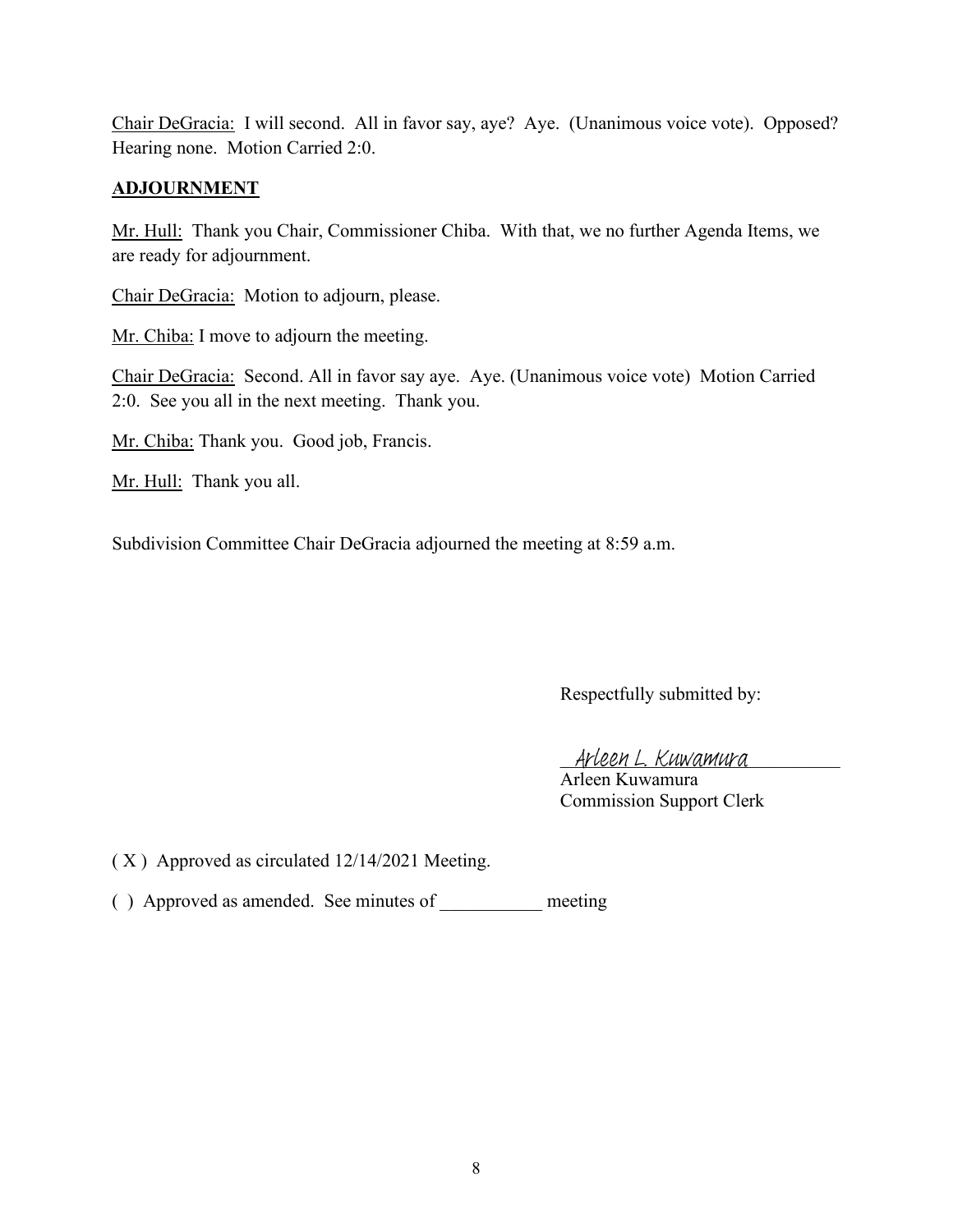Chair DeGracia: I will second. All in favor say, aye? Aye. (Unanimous voice vote). Opposed? Hearing none. Motion Carried 2:0.

**ADJOURNMENT**

Mr. Hull: Thank you Chair, Commissioner Chiba. With that, we no further Agenda Items, we are ready for adjournment.

Chair DeGracia: Motion to adjourn, please.

Mr. Chiba: I move to adjourn the meeting.

Chair DeGracia: Second. All in favor say aye. Aye. (Unanimous voice vote) Motion Carried 2:0. See you all in the next meeting. Thank you.

Mr. Chiba: Thank you. Good job, Francis.

Mr. Hull: Thank you all.

Subdivision Committee Chair DeGracia adjourned the meeting at 8:59 a.m.

Respectfully submitted by:

Arleen L. Kuwamura
Arleen Kuwamura
Commission Support Clerk

( X ) Approved as circulated 12/14/2021 Meeting.

( ) Approved as amended. See minutes of ___________ meeting